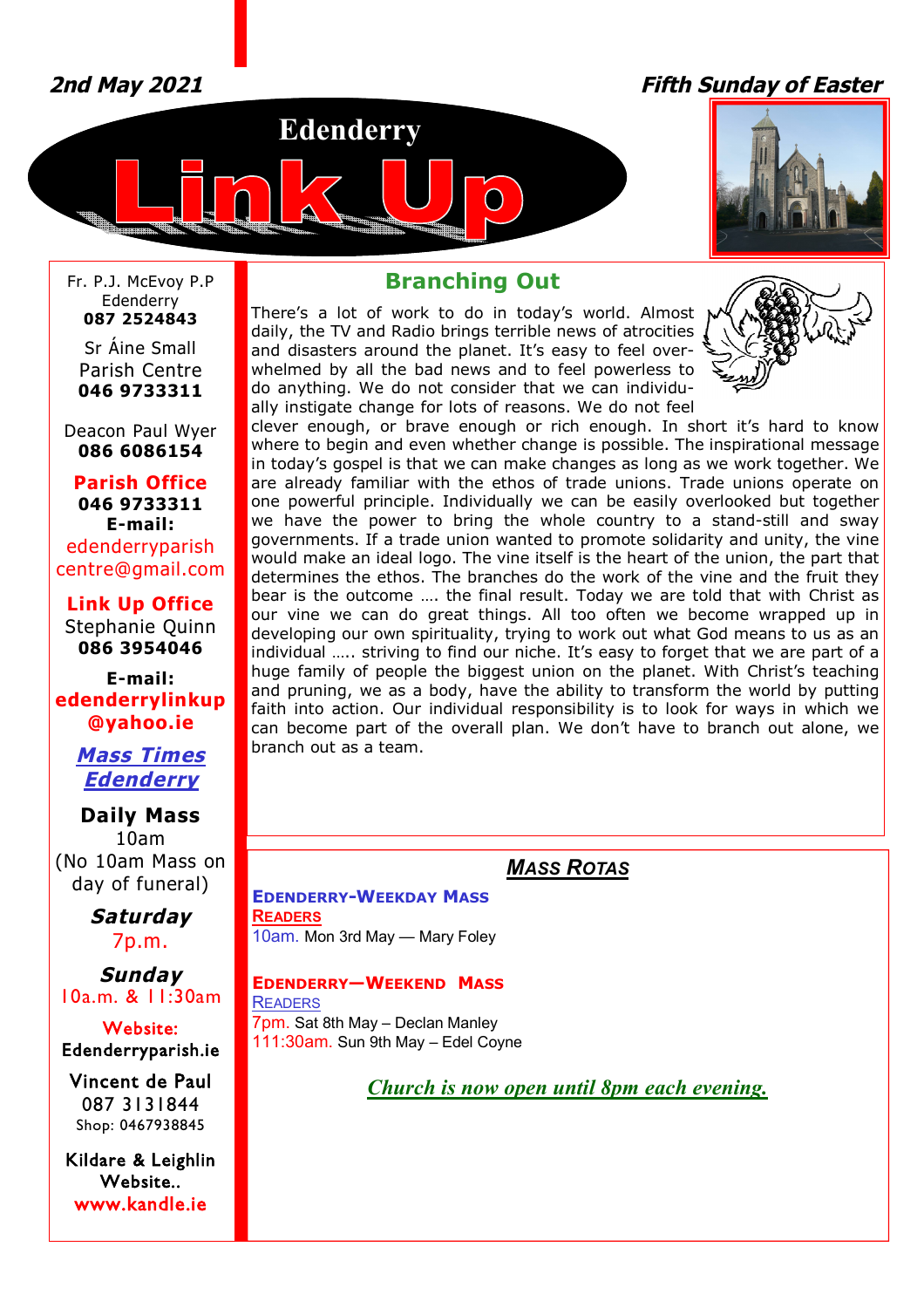*2nd May 2021*

*Fifth Sunday of Easter*

# Edenderry Link Up

Fr. P.J. McEvoy P.P
Edenderry
**087 2524843**

Sr Áine Small
Parish Centre
**046 9733311**

Deacon Paul Wyer
**086 6086154**

**Parish Office**
**046 9733311**
**E-mail:**
edenderryparish centre@gmail.com

**Link Up Office**
Stephanie Quinn
**086 3954046**

**E-mail:**
**edenderrylinkup @yahoo.ie**

***Mass Times Edenderry***

**Daily Mass**
10am
(No 10am Mass on day of funeral)

***Saturday***
7p.m.

***Sunday***
10a.m. & 11:30am

**Website:**
Edenderryparish.ie

Vincent de Paul
087 3131844
Shop: 0467938845

Kildare & Leighlin Website..
www.kandle.ie

## Branching Out

There's a lot of work to do in today's world. Almost daily, the TV and Radio brings terrible news of atrocities and disasters around the planet. It's easy to feel overwhelmed by all the bad news and to feel powerless to do anything. We do not consider that we can individually instigate change for lots of reasons. We do not feel clever enough, or brave enough or rich enough. In short it's hard to know where to begin and even whether change is possible. The inspirational message in today's gospel is that we can make changes as long as we work together. We are already familiar with the ethos of trade unions. Trade unions operate on one powerful principle. Individually we can be easily overlooked but together we have the power to bring the whole country to a stand-still and sway governments. If a trade union wanted to promote solidarity and unity, the vine would make an ideal logo. The vine itself is the heart of the union, the part that determines the ethos. The branches do the work of the vine and the fruit they bear is the outcome …. the final result. Today we are told that with Christ as our vine we can do great things. All too often we become wrapped up in developing our own spirituality, trying to work out what God means to us as an individual ….. striving to find our niche. It's easy to forget that we are part of a huge family of people the biggest union on the planet. With Christ's teaching and pruning, we as a body, have the ability to transform the world by putting faith into action. Our individual responsibility is to look for ways in which we can become part of the overall plan. We don't have to branch out alone, we branch out as a team.

## *Mass Rotas*

**Edenderry-Weekday Mass**
**Readers**
10am. Mon 3rd May — Mary Foley

**Edenderry—Weekend Mass**
Readers
7pm. Sat 8th May – Declan Manley
111:30am. Sun 9th May – Edel Coyne

***Church is now open until 8pm each evening.***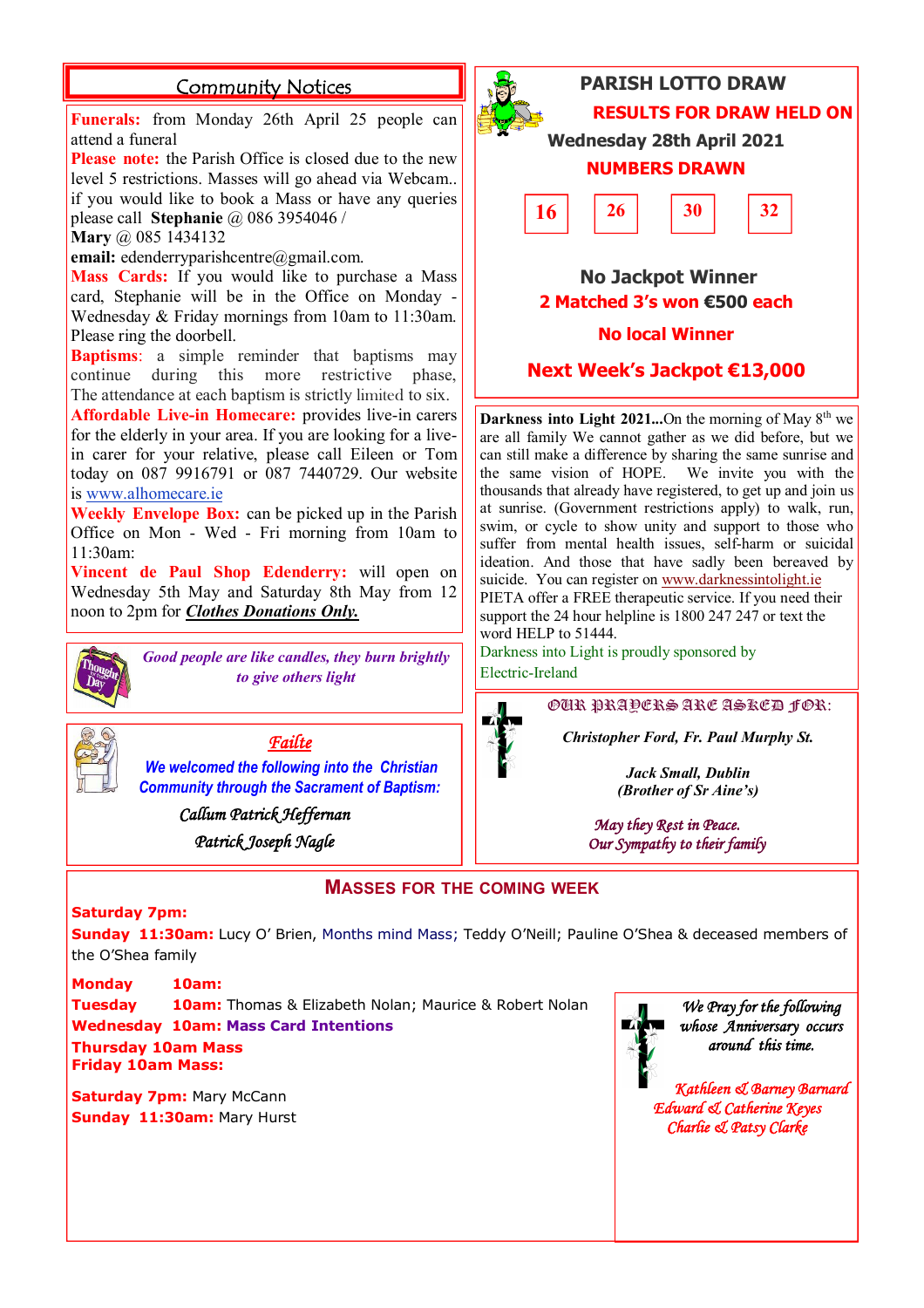## Community Notices

**Funerals:** from Monday 26th April 25 people can attend a funeral

**Please note:** the Parish Office is closed due to the new level 5 restrictions. Masses will go ahead via Webcam.. if you would like to book a Mass or have any queries please call **Stephanie** @ 086 3954046 / **Mary** @ 085 1434132

**email:** edenderryparishcentre@gmail.com.

**Mass Cards:** If you would like to purchase a Mass card, Stephanie will be in the Office on Monday - Wednesday & Friday mornings from 10am to 11:30am. Please ring the doorbell.

**Baptisms**: a simple reminder that baptisms may continue during this more restrictive phase, The attendance at each baptism is strictly limited to six.

**Affordable Live-in Homecare:** provides live-in carers for the elderly in your area. If you are looking for a live-in carer for your relative, please call Eileen or Tom today on 087 9916791 or 087 7440729. Our website is www.alhomecare.ie

**Weekly Envelope Box:** can be picked up in the Parish Office on Mon - Wed - Fri morning from 10am to 11:30am:

**Vincent de Paul Shop Edenderry:** will open on Wednesday 5th May and Saturday 8th May from 12 noon to 2pm for ***Clothes Donations Only.***

*Good people are like candles, they burn brightly to give others light*

### *Failte*

*We welcomed the following into the Christian Community through the Sacrament of Baptism:*

*Callum Patrick Heffernan*

*Patrick Joseph Nagle*

## PARISH LOTTO DRAW

**RESULTS FOR DRAW HELD ON**

**Wednesday 28th April 2021**

**NUMBERS DRAWN**

| 16 | 26 | 30 | 32 |
|---|---|---|---|

**No Jackpot Winner**

**2 Matched 3's won €500 each**

**No local Winner**

**Next Week's Jackpot €13,000**

**Darkness into Light 2021...**On the morning of May 8th we are all family We cannot gather as we did before, but we can still make a difference by sharing the same sunrise and the same vision of HOPE. We invite you with the thousands that already have registered, to get up and join us at sunrise. (Government restrictions apply) to walk, run, swim, or cycle to show unity and support to those who suffer from mental health issues, self-harm or suicidal ideation. And those that have sadly been bereaved by suicide. You can register on www.darknessintolight.ie PIETA offer a FREE therapeutic service. If you need their support the 24 hour helpline is 1800 247 247 or text the word HELP to 51444.

Darkness into Light is proudly sponsored by Electric-Ireland

### OUR PRAYERS ARE ASKED FOR:

***Christopher Ford, Fr. Paul Murphy St.***

***Jack Small, Dublin***
***(Brother of Sr Aine's)***

*May they Rest in Peace.*
*Our Sympathy to their family*

## MASSES FOR THE COMING WEEK

**Saturday 7pm:**

**Sunday 11:30am:** Lucy O' Brien, Months mind Mass; Teddy O'Neill; Pauline O'Shea & deceased members of the O'Shea family

**Monday 10am:**

**Tuesday 10am:** Thomas & Elizabeth Nolan; Maurice & Robert Nolan

**Wednesday 10am: Mass Card Intentions**

**Thursday 10am Mass**

**Friday 10am Mass:**

**Saturday 7pm:** Mary McCann

**Sunday 11:30am:** Mary Hurst

*We Pray for the following whose Anniversary occurs around this time.*

*Kathleen & Barney Barnard*
*Edward & Catherine Keyes*
*Charlie & Patsy Clarke*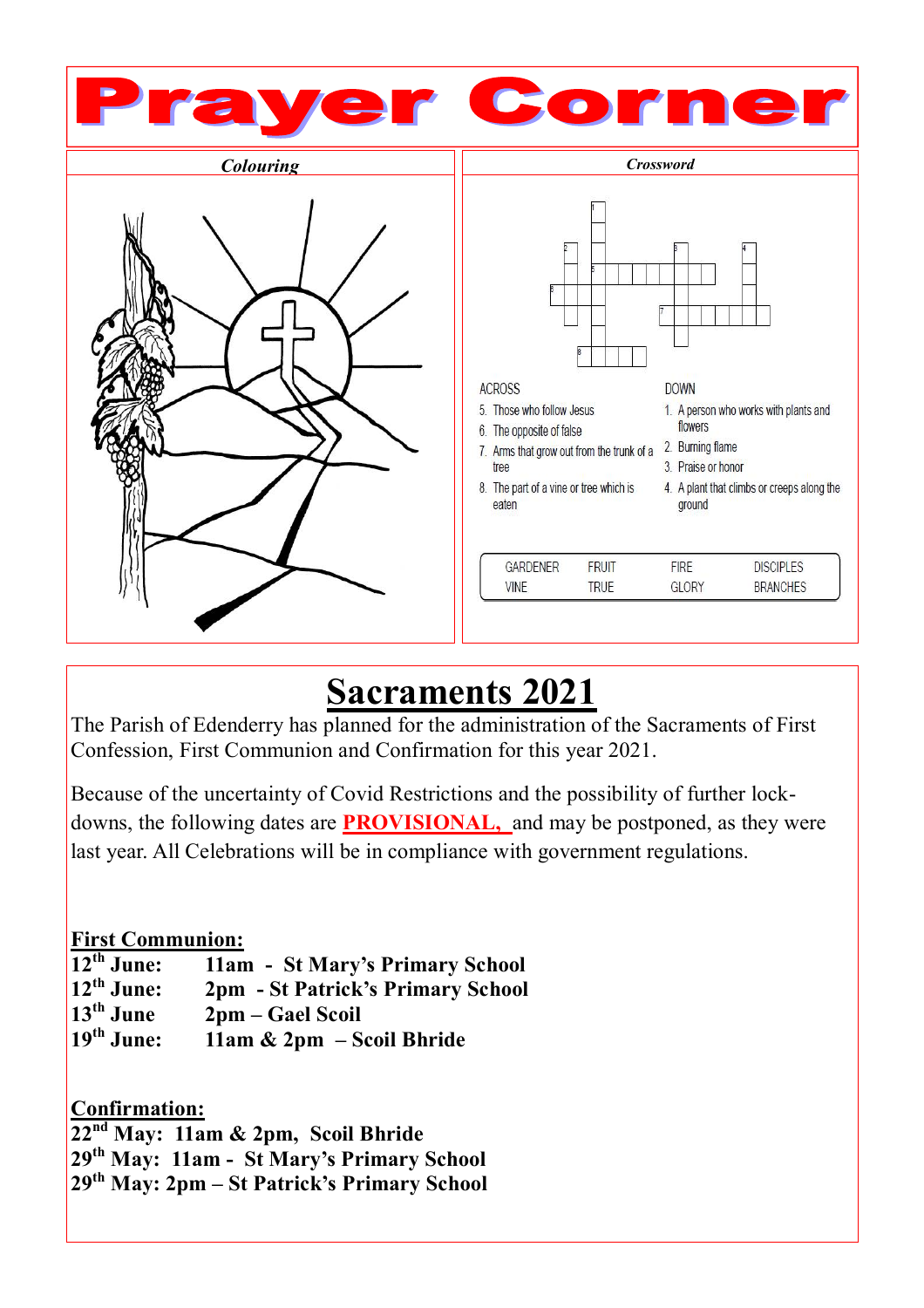# Prayer Corner

## *Colouring*

## *Crossword*

ACROSS

5. Those who follow Jesus
6. The opposite of false
7. Arms that grow out from the trunk of a tree
8. The part of a vine or tree which is eaten

DOWN

1. A person who works with plants and flowers
2. Burning flame
3. Praise or honor
4. A plant that climbs or creeps along the ground

| GARDENER | FRUIT | FIRE | DISCIPLES |
|---|---|---|---|
| VINE | TRUE | GLORY | BRANCHES |

# Sacraments 2021

The Parish of Edenderry has planned for the administration of the Sacraments of First Confession, First Communion and Confirmation for this year 2021.

Because of the uncertainty of Covid Restrictions and the possibility of further lock-downs, the following dates are **PROVISIONAL,** and may be postponed, as they were last year. All Celebrations will be in compliance with government regulations.

**First Communion:**

**12th June: 11am - St Mary's Primary School**
**12th June: 2pm - St Patrick's Primary School**
**13th June 2pm – Gael Scoil**
**19th June: 11am & 2pm – Scoil Bhride**

**Confirmation:**

**22nd May: 11am & 2pm, Scoil Bhride**
**29th May: 11am - St Mary's Primary School**
**29th May: 2pm – St Patrick's Primary School**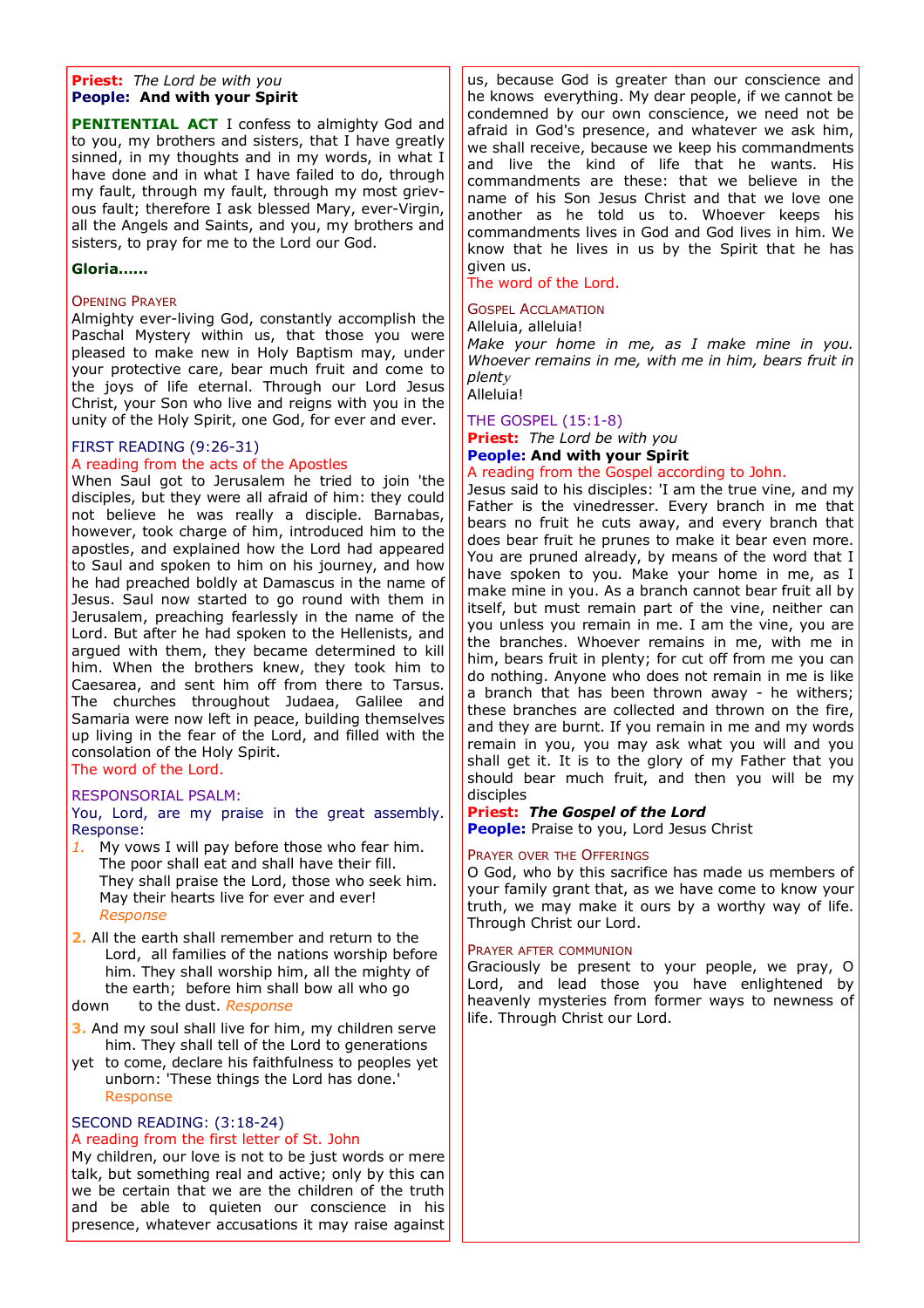**Priest:** *The Lord be with you*
**People: And with your Spirit**

**PENITENTIAL ACT** I confess to almighty God and to you, my brothers and sisters, that I have greatly sinned, in my thoughts and in my words, in what I have done and in what I have failed to do, through my fault, through my fault, through my most grievous fault; therefore I ask blessed Mary, ever-Virgin, all the Angels and Saints, and you, my brothers and sisters, to pray for me to the Lord our God.

**Gloria......**

### Opening Prayer

Almighty ever-living God, constantly accomplish the Paschal Mystery within us, that those you were pleased to make new in Holy Baptism may, under your protective care, bear much fruit and come to the joys of life eternal. Through our Lord Jesus Christ, your Son who live and reigns with you in the unity of the Holy Spirit, one God, for ever and ever.

### FIRST READING (9:26-31)

A reading from the acts of the Apostles

When Saul got to Jerusalem he tried to join 'the disciples, but they were all afraid of him: they could not believe he was really a disciple. Barnabas, however, took charge of him, introduced him to the apostles, and explained how the Lord had appeared to Saul and spoken to him on his journey, and how he had preached boldly at Damascus in the name of Jesus. Saul now started to go round with them in Jerusalem, preaching fearlessly in the name of the Lord. But after he had spoken to the Hellenists, and argued with them, they became determined to kill him. When the brothers knew, they took him to Caesarea, and sent him off from there to Tarsus. The churches throughout Judaea, Galilee and Samaria were now left in peace, building themselves up living in the fear of the Lord, and filled with the consolation of the Holy Spirit.

The word of the Lord.

### RESPONSORIAL PSALM:

You, Lord, are my praise in the great assembly. Response:

1. My vows I will pay before those who fear him. The poor shall eat and shall have their fill. They shall praise the Lord, those who seek him. May their hearts live for ever and ever! *Response*
2. All the earth shall remember and return to the Lord, all families of the nations worship before him. They shall worship him, all the mighty of the earth; before him shall bow all who go down to the dust. *Response*
3. And my soul shall live for him, my children serve him. They shall tell of the Lord to generations yet to come, declare his faithfulness to peoples yet unborn: 'These things the Lord has done.' Response

### SECOND READING: (3:18-24)

A reading from the first letter of St. John

My children, our love is not to be just words or mere talk, but something real and active; only by this can we be certain that we are the children of the truth and be able to quieten our conscience in his presence, whatever accusations it may raise against us, because God is greater than our conscience and he knows everything. My dear people, if we cannot be condemned by our own conscience, we need not be afraid in God's presence, and whatever we ask him, we shall receive, because we keep his commandments and live the kind of life that he wants. His commandments are these: that we believe in the name of his Son Jesus Christ and that we love one another as he told us to. Whoever keeps his commandments lives in God and God lives in him. We know that he lives in us by the Spirit that he has given us.

The word of the Lord.

### Gospel Acclamation

Alleluia, alleluia!

*Make your home in me, as I make mine in you. Whoever remains in me, with me in him, bears fruit in plenty*

Alleluia!

### THE GOSPEL (15:1-8)

**Priest:** *The Lord be with you*
**People: And with your Spirit**

A reading from the Gospel according to John.

Jesus said to his disciples: 'I am the true vine, and my Father is the vinedresser. Every branch in me that bears no fruit he cuts away, and every branch that does bear fruit he prunes to make it bear even more. You are pruned already, by means of the word that I have spoken to you. Make your home in me, as I make mine in you. As a branch cannot bear fruit all by itself, but must remain part of the vine, neither can you unless you remain in me. I am the vine, you are the branches. Whoever remains in me, with me in him, bears fruit in plenty; for cut off from me you can do nothing. Anyone who does not remain in me is like a branch that has been thrown away - he withers; these branches are collected and thrown on the fire, and they are burnt. If you remain in me and my words remain in you, you may ask what you will and you shall get it. It is to the glory of my Father that you should bear much fruit, and then you will be my disciples

**Priest:** ***The Gospel of the Lord***
**People:** Praise to you, Lord Jesus Christ

### Prayer over the Offerings

O God, who by this sacrifice has made us members of your family grant that, as we have come to know your truth, we may make it ours by a worthy way of life. Through Christ our Lord.

### Prayer after communion

Graciously be present to your people, we pray, O Lord, and lead those you have enlightened by heavenly mysteries from former ways to newness of life. Through Christ our Lord.